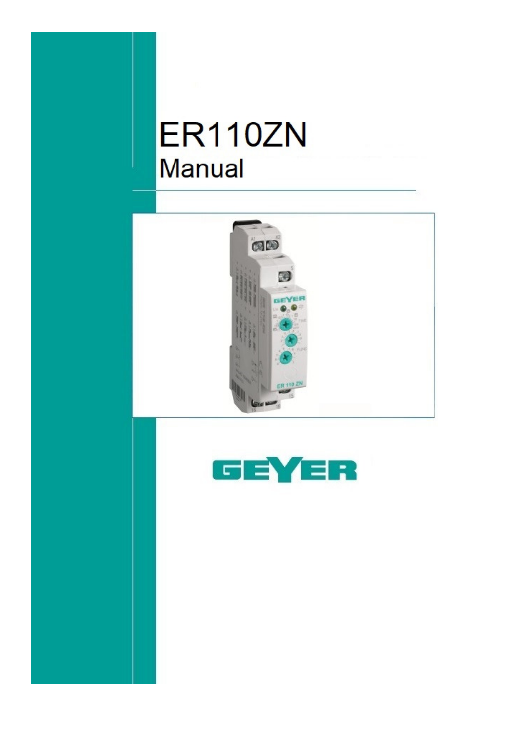# ER110ZN

## Manual

GEYER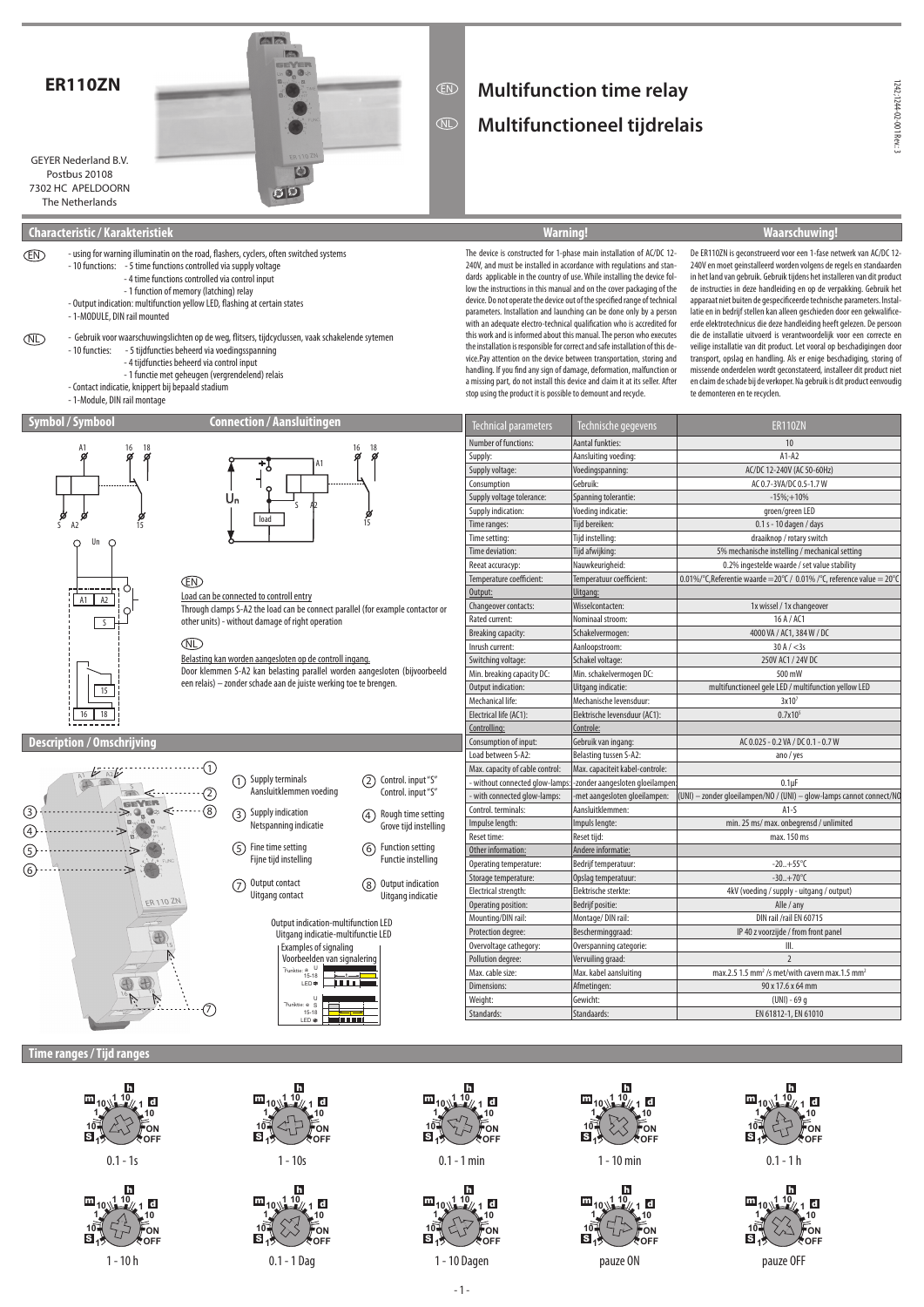# ER110ZN

GEYER Nederland B.V.
Postbus 20108
7302 HC APELDOORN
The Netherlands

# EN Multifunction time relay
# NL Multifunctioneel tijdrelais

## Characteristic / Karakteristiek

EN
- using for warning illuminatin on the road, flashers, cyclers, often switched systems
- 10 functions:
  - 5 time functions controlled via supply voltage
  - 4 time functions controlled via control input
  - 1 function of memory (latching) relay
- Output indication: multifunction yellow LED, flashing at certain states
- 1-MODULE, DIN rail mounted

NL
- Gebruik voor waarschuwingslichten op de weg, flitsers, tijdcyclussen, vaak schakelende sytemen
- 10 functies:
  - 5 tijdfuncties beheerd via voedingsspanning
  - 4 tijdfuncties beheerd via control input
  - 1 functie met geheugen (vergrendelend) relais
- Contact indicatie, knippert bij bepaald stadium
- 1-Module, DIN rail montage

## Warning!

The device is constructed for 1-phase main installation of AC/DC 12-240V, and must be installed in accordance with regulations and standards applicable in the country of use. While installing the device follow the instructions in this manual and on the cover packaging of the device. Do not operate the device out of the specified range of technical parameters. Installation and launching can be done only by a person with an adequate electro-technical qualification who is accredited for this work and is informed about this manual. The person who executes the installation is responsible for correct and safe installation of this device.Pay attention on the device between transportation, storing and handling. If you find any sign of damage, deformation, malfunction or a missing part, do not install this device and claim it at its seller. After stop using the product it is possible to demount and recycle.

## Waarschuwing!

De ER110ZN is geconstrueerd voor een 1-fase netwerk van AC/DC 12-240V en moet geinstalleerd worden volgens de regels en standaarden in het land van gebruik. Gebruik tijdens het installeren van dit product de instructies in deze handleiding en op de verpakking. Gebruik het apparaat niet buiten de gespecificeerde technische parameters. Installatie en in bedrijf stellen kan alleen geschieden door een gekwalificeerde elektrotechnicus die deze handleiding heeft gelezen. De persoon die de installatie uitvoerd is verantwoordelijk voor een correcte en veilige installatie van dit product. Let vooral op beschadigingen door transport, opslag en handling. Als er enige beschadiging, storing of missende onderdelen wordt geconstateerd, installeer dit product niet en claim de schade bij de verkoper. Na gebruik is dit product eenvoudig te demonteren en te recyclen.

## Symbol / Symbool

## Connection / Aansluitingen

EN

Load can be connected to controll entry

Through clamps S-A2 the load can be connect parallel (for example contactor or other units) - without damage of right operation

NL

Belasting kan worden aangesloten op de controll ingang.

Door klemmen S-A2 kan belasting parallel worden aangesloten (bijvoorbeeld een relais) – zonder schade aan de juiste werking toe te brengen.

## Description / Omschrijving

1. Supply terminals / Aansluitklemmen voeding
2. Control. input "S" / Control. input "S"
3. Supply indication / Netspanning indicatie
4. Rough time setting / Grove tijd instelling
5. Fine time setting / Fijne tijd instelling
6. Function setting / Functie instelling
7. Output contact / Uitgang contact
8. Output indication / Uitgang indicatie

Output indication-multifunction LED
Uitgang indicatie-multifunctie LED
Examples of signaling
Voorbeelden van signalering

## Technical parameters

| Technical parameters | Technische gegevens | ER110ZN |
|---|---|---|
| Number of functions: | Aantal funkties: | 10 |
| Supply: | Aansluiting voeding: | A1-A2 |
| Supply voltage: | Voedingspanning: | AC/DC 12-240V (AC 50-60Hz) |
| Consumption | Gebruik: | AC 0.7-3VA/DC 0.5-1.7 W |
| Supply voltage tolerance: | Spanning tolerantie: | -15%;+10% |
| Supply indication: | Voeding indicatie: | groen/green LED |
| Time ranges: | Tijd bereiken: | 0.1 s - 10 dagen / days |
| Time setting: | Tijd instelling: | draaiknop / rotary switch |
| Time deviation: | Tijd afwijking: | 5% mechanische instelling / mechanical setting |
| Reeat accuracyp: | Nauwkeurigheid: | 0.2% ingestelde waarde / set value stability |
| Temperature coefficient: | Temperatuur coefficient: | 0.01%/°C,Referentie waarde =20°C / 0.01% /°C, reference value = 20°C |
| Output: | Uitgang: | |
| Changeover contacts: | Wisselcontacten: | 1x wissel / 1x changeover |
| Rated current: | Nominaal stroom: | 16 A / AC1 |
| Breaking capacity: | Schakelvermogen: | 4000 VA / AC1, 384 W / DC |
| Inrush current: | Aanloopstroom: | 30 A / <3s |
| Switching voltage: | Schakel voltage: | 250V AC1 / 24V DC |
| Min. breaking capacity DC: | Min. schakelvermogen DC: | 500 mW |
| Output indication: | Uitgang indicatie: | multifunctioneel gele LED / multifunction yellow LED |
| Mechanical life: | Mechanische levensduur: | $3x10^7$ |
| Electrical life (AC1): | Elektrische levensduur (AC1): | $0.7x10^5$ |
| Controlling: | Controle: | |
| Consumption of input: | Gebruik van ingang: | AC 0.025 - 0.2 VA / DC 0.1 - 0.7 W |
| Load between S-A2: | Belasting tussen S-A2: | ano / yes |
| Max. capacity of cable control: | Max. capaciteit kabel-controle: | |
| - without connected glow-lamps: | -zonder aangesloten gloeilampen: | 0.1μF |
| - with connected glow-lamps: | -met aangesloten gloeilampen: | (UNI) – zonder gloeilampen/NO / (UNI) – glow-lamps cannot connect/NO |
| Control. terminals: | Aansluitklemmen: | A1-S |
| Impulse length: | Impuls lengte: | min. 25 ms/ max. onbegrensd / unlimited |
| Reset time: | Reset tijd: | max. 150 ms |
| Other information: | Andere informatie: | |
| Operating temperature: | Bedrijf temperatuur: | -20..+55°C |
| Storage temperature: | Opslag temperatuur: | -30..+70°C |
| Electrical strength: | Elektrische sterkte: | 4kV (voeding / supply - uitgang / output) |
| Operating position: | Bedrijf positie: | Alle / any |
| Mounting/DIN rail: | Montage/ DIN rail: | DIN rail /rail EN 60715 |
| Protection degree: | Beschermingraad: | IP 40 z voorzijde / from front panel |
| Overvoltage cathegory: | Overspanning categorie: | III. |
| Pollution degree: | Vervuiling graad: | 2 |
| Max. cable size: | Max. kabel aansluiting | max.2.5 1.5 mm² /s met/with cavern max.1.5 mm² |
| Dimensions: | Afmetingen: | 90 x 17.6 x 64 mm |
| Weight: | Gewicht: | (UNI) - 69 g |
| Standards: | Standaards: | EN 61812-1, EN 61010 |

## Time ranges / Tijd ranges

0.1 - 1s | 1 - 10s | 0.1 - 1 min | 1 - 10 min | 0.1 - 1 h

1 - 10 h | 0.1 - 1 Dag | 1 - 10 Dagen | pauze ON | pauze OFF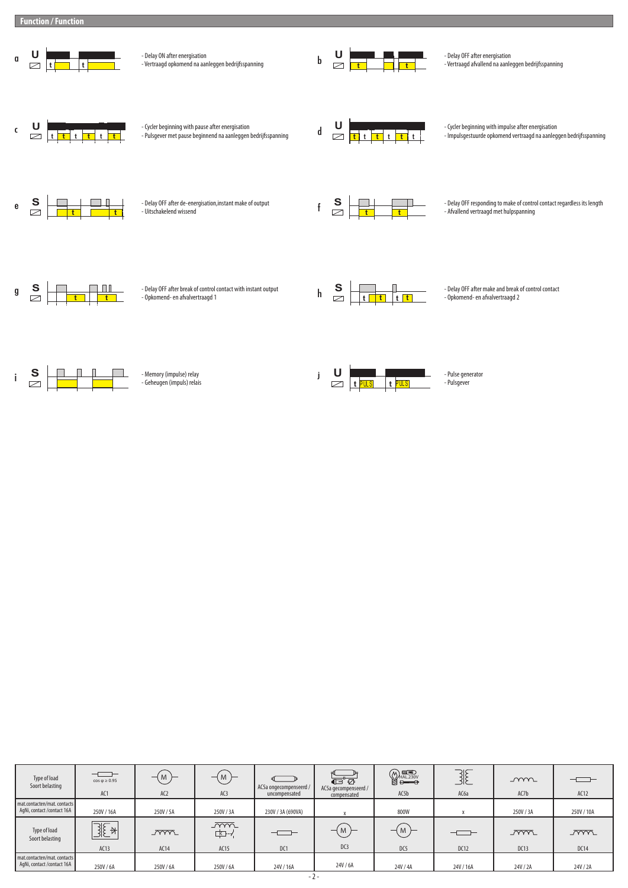## Function / Function

**a** - Delay ON after energisation
- Vertraagd opkomend na aanleggen bedrijfsspanning

**b** - Delay OFF after energisation
- Vertraagd afvallend na aanleggen bedrijfsspanning

**c** - Cycler beginning with pause after energisation
- Pulsgever met pause beginnend na aanleggen bedrijfsspanning

**d** - Cycler beginning with impulse after energisation
- Impulsgestuurde opkomend vertraagd na aanleggen bedrijfsspanning

**e** - Delay OFF after de-energisation,instant make of output
- Uitschakelend wissend

**f** - Delay OFF responding to make of control contact regardless its length
- Afvallend vertraagd met hulpspanning

**g** - Delay OFF after break of control contact with instant output
- Opkomend- en afvalvertraagd 1

**h** - Delay OFF after make and break of control contact
- Opkomend- en afvalvertraagd 2

**i** - Memory (impulse) relay
- Geheugen (impuls) relais

**j** - Pulse generator
- Pulsgever

| Type of load / Soort belasting | AC1 ($\cos \varphi \geq 0.95$) | AC2 | AC3 | AC5a ongecompenseerd / uncompensated | AC5a gecompenseerd / compensated | AC5b | AC6a | AC7b | AC12 |
|---|---|---|---|---|---|---|---|---|---|
| mat.contacten/mat. contacts AgNi, contact /contact 16A | 250V / 16A | 250V / 5A | 250V / 3A | 230V / 3A (690VA) | x | 800W | x | 250V / 3A | 250V / 10A |
| **Type of load / Soort belasting** | **AC13** | **AC14** | **AC15** | **DC1** | **DC3** | **DC5** | **DC12** | **DC13** | **DC14** |
| mat.contacten/mat. contacts AgNi, contact /contact 16A | 250V / 6A | 250V / 6A | 250V / 6A | 24V / 16A | 24V / 6A | 24V / 4A | 24V / 16A | 24V / 2A | 24V / 2A |